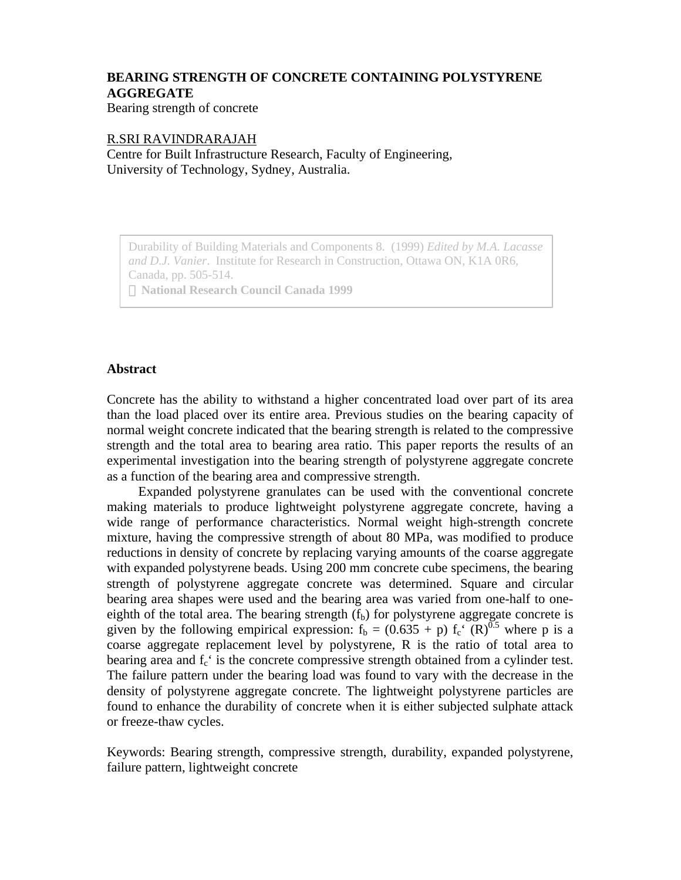# BEARING STRENGTH OF CONCRETE CONTAINING POLYSTYRENE AGGREGATE

Bearing strength of concrete

R.SRI RAVINDRARAJAH

Centre for Built Infrastructure Research, Faculty of Engineering,
University of Technology, Sydney, Australia.

> Durability of Building Materials and Components 8. (1999) *Edited by M.A. Lacasse and D.J. Vanier*. Institute for Research in Construction, Ottawa ON, K1A 0R6, Canada, pp. 505-514.
> **National Research Council Canada 1999**

## Abstract

Concrete has the ability to withstand a higher concentrated load over part of its area than the load placed over its entire area. Previous studies on the bearing capacity of normal weight concrete indicated that the bearing strength is related to the compressive strength and the total area to bearing area ratio. This paper reports the results of an experimental investigation into the bearing strength of polystyrene aggregate concrete as a function of the bearing area and compressive strength.

Expanded polystyrene granulates can be used with the conventional concrete making materials to produce lightweight polystyrene aggregate concrete, having a wide range of performance characteristics. Normal weight high-strength concrete mixture, having the compressive strength of about 80 MPa, was modified to produce reductions in density of concrete by replacing varying amounts of the coarse aggregate with expanded polystyrene beads. Using 200 mm concrete cube specimens, the bearing strength of polystyrene aggregate concrete was determined. Square and circular bearing area shapes were used and the bearing area was varied from one-half to one-eighth of the total area. The bearing strength ($f_b$) for polystyrene aggregate concrete is given by the following empirical expression: $f_b = (0.635 + p)\, f_c' \,(R)^{0.5}$ where p is a coarse aggregate replacement level by polystyrene, R is the ratio of total area to bearing area and $f_c'$ is the concrete compressive strength obtained from a cylinder test. The failure pattern under the bearing load was found to vary with the decrease in the density of polystyrene aggregate concrete. The lightweight polystyrene particles are found to enhance the durability of concrete when it is either subjected sulphate attack or freeze-thaw cycles.

Keywords: Bearing strength, compressive strength, durability, expanded polystyrene, failure pattern, lightweight concrete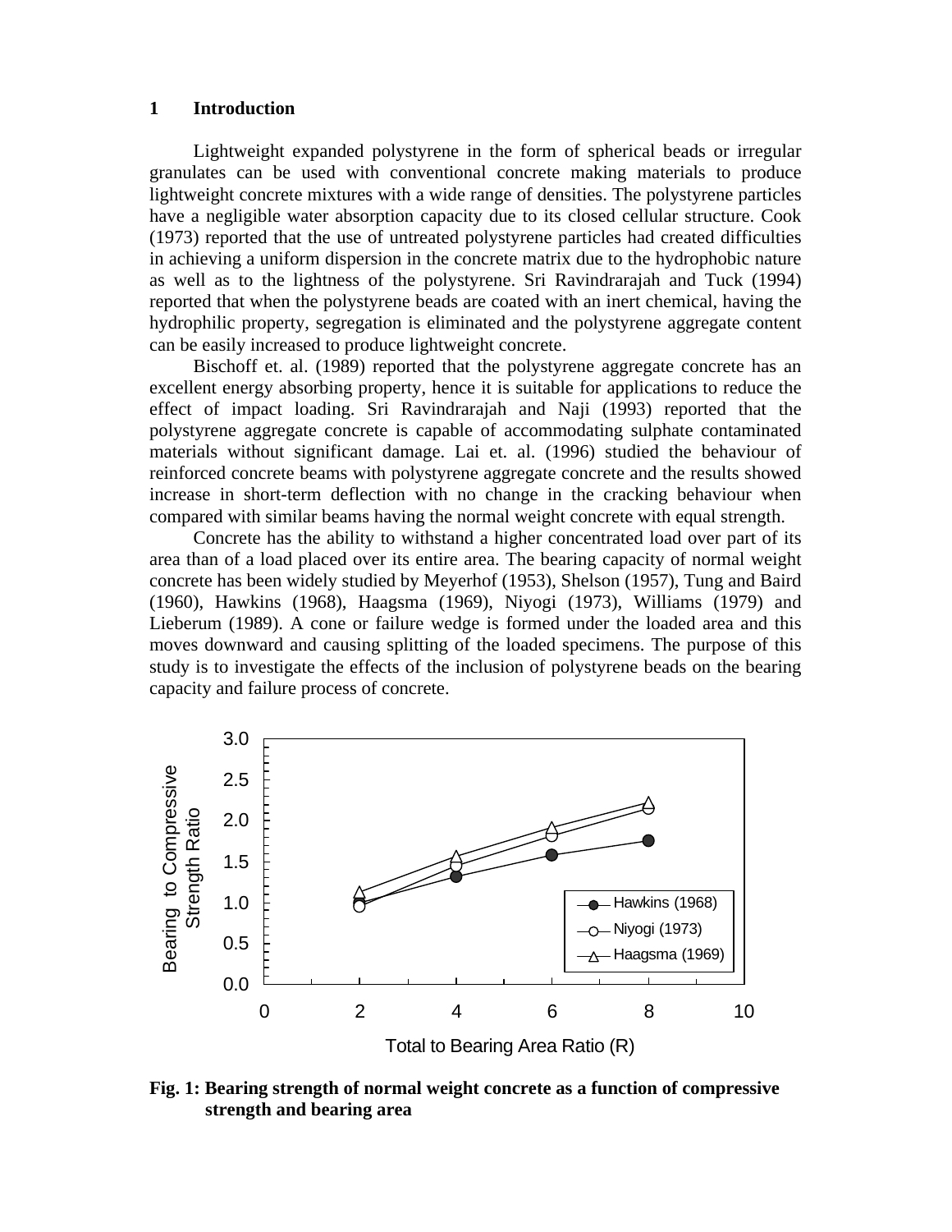## 1 Introduction

Lightweight expanded polystyrene in the form of spherical beads or irregular granulates can be used with conventional concrete making materials to produce lightweight concrete mixtures with a wide range of densities. The polystyrene particles have a negligible water absorption capacity due to its closed cellular structure. Cook (1973) reported that the use of untreated polystyrene particles had created difficulties in achieving a uniform dispersion in the concrete matrix due to the hydrophobic nature as well as to the lightness of the polystyrene. Sri Ravindrarajah and Tuck (1994) reported that when the polystyrene beads are coated with an inert chemical, having the hydrophilic property, segregation is eliminated and the polystyrene aggregate content can be easily increased to produce lightweight concrete.

Bischoff et. al. (1989) reported that the polystyrene aggregate concrete has an excellent energy absorbing property, hence it is suitable for applications to reduce the effect of impact loading. Sri Ravindrarajah and Naji (1993) reported that the polystyrene aggregate concrete is capable of accommodating sulphate contaminated materials without significant damage. Lai et. al. (1996) studied the behaviour of reinforced concrete beams with polystyrene aggregate concrete and the results showed increase in short-term deflection with no change in the cracking behaviour when compared with similar beams having the normal weight concrete with equal strength.

Concrete has the ability to withstand a higher concentrated load over part of its area than of a load placed over its entire area. The bearing capacity of normal weight concrete has been widely studied by Meyerhof (1953), Shelson (1957), Tung and Baird (1960), Hawkins (1968), Haagsma (1969), Niyogi (1973), Williams (1979) and Lieberum (1989). A cone or failure wedge is formed under the loaded area and this moves downward and causing splitting of the loaded specimens. The purpose of this study is to investigate the effects of the inclusion of polystyrene beads on the bearing capacity and failure process of concrete.

**Fig. 1: Bearing strength of normal weight concrete as a function of compressive strength and bearing area**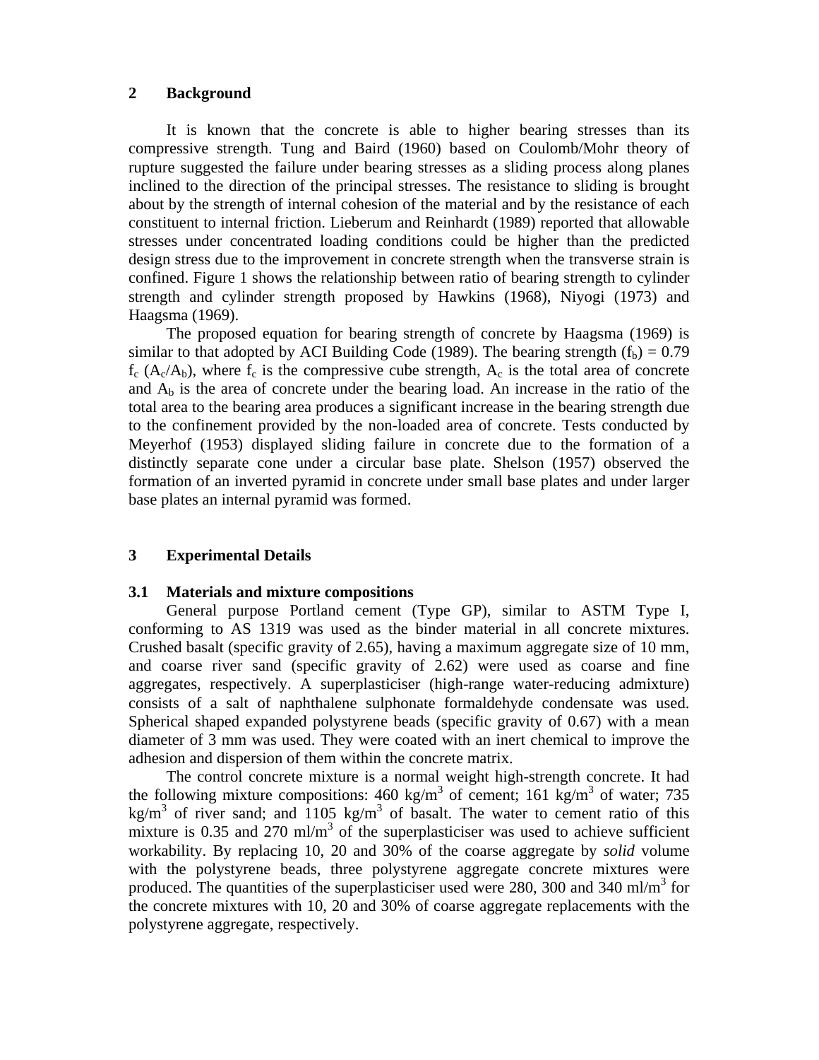## 2 Background

It is known that the concrete is able to higher bearing stresses than its compressive strength. Tung and Baird (1960) based on Coulomb/Mohr theory of rupture suggested the failure under bearing stresses as a sliding process along planes inclined to the direction of the principal stresses. The resistance to sliding is brought about by the strength of internal cohesion of the material and by the resistance of each constituent to internal friction. Lieberum and Reinhardt (1989) reported that allowable stresses under concentrated loading conditions could be higher than the predicted design stress due to the improvement in concrete strength when the transverse strain is confined. Figure 1 shows the relationship between ratio of bearing strength to cylinder strength and cylinder strength proposed by Hawkins (1968), Niyogi (1973) and Haagsma (1969).

The proposed equation for bearing strength of concrete by Haagsma (1969) is similar to that adopted by ACI Building Code (1989). The bearing strength ($f_b$) = 0.79 $f_c$ ($A_c/A_b$), where $f_c$ is the compressive cube strength, $A_c$ is the total area of concrete and $A_b$ is the area of concrete under the bearing load. An increase in the ratio of the total area to the bearing area produces a significant increase in the bearing strength due to the confinement provided by the non-loaded area of concrete. Tests conducted by Meyerhof (1953) displayed sliding failure in concrete due to the formation of a distinctly separate cone under a circular base plate. Shelson (1957) observed the formation of an inverted pyramid in concrete under small base plates and under larger base plates an internal pyramid was formed.

## 3 Experimental Details

### 3.1 Materials and mixture compositions

General purpose Portland cement (Type GP), similar to ASTM Type I, conforming to AS 1319 was used as the binder material in all concrete mixtures. Crushed basalt (specific gravity of 2.65), having a maximum aggregate size of 10 mm, and coarse river sand (specific gravity of 2.62) were used as coarse and fine aggregates, respectively. A superplasticiser (high-range water-reducing admixture) consists of a salt of naphthalene sulphonate formaldehyde condensate was used. Spherical shaped expanded polystyrene beads (specific gravity of 0.67) with a mean diameter of 3 mm was used. They were coated with an inert chemical to improve the adhesion and dispersion of them within the concrete matrix.

The control concrete mixture is a normal weight high-strength concrete. It had the following mixture compositions: 460 kg/m$^3$ of cement; 161 kg/m$^3$ of water; 735 kg/m$^3$ of river sand; and 1105 kg/m$^3$ of basalt. The water to cement ratio of this mixture is 0.35 and 270 ml/m$^3$ of the superplasticiser was used to achieve sufficient workability. By replacing 10, 20 and 30% of the coarse aggregate by *solid* volume with the polystyrene beads, three polystyrene aggregate concrete mixtures were produced. The quantities of the superplasticiser used were 280, 300 and 340 ml/m$^3$ for the concrete mixtures with 10, 20 and 30% of coarse aggregate replacements with the polystyrene aggregate, respectively.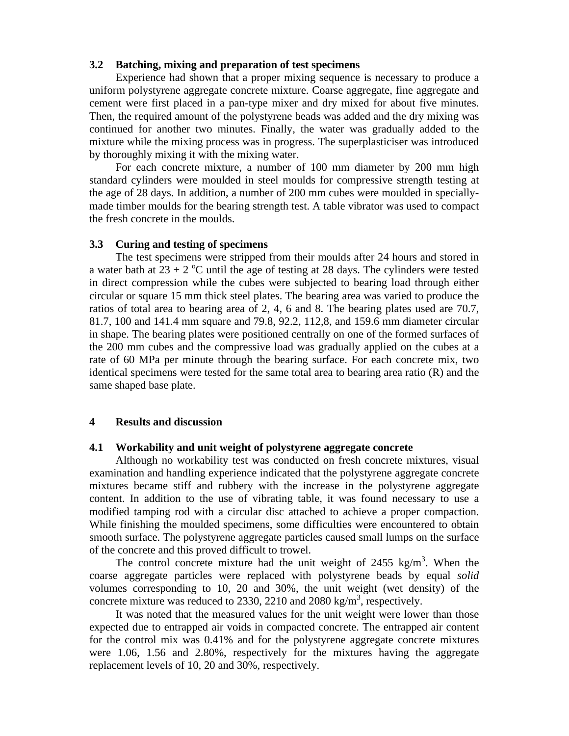### 3.2 Batching, mixing and preparation of test specimens

Experience had shown that a proper mixing sequence is necessary to produce a uniform polystyrene aggregate concrete mixture. Coarse aggregate, fine aggregate and cement were first placed in a pan-type mixer and dry mixed for about five minutes. Then, the required amount of the polystyrene beads was added and the dry mixing was continued for another two minutes. Finally, the water was gradually added to the mixture while the mixing process was in progress. The superplasticiser was introduced by thoroughly mixing it with the mixing water.

For each concrete mixture, a number of 100 mm diameter by 200 mm high standard cylinders were moulded in steel moulds for compressive strength testing at the age of 28 days. In addition, a number of 200 mm cubes were moulded in specially-made timber moulds for the bearing strength test. A table vibrator was used to compact the fresh concrete in the moulds.

### 3.3 Curing and testing of specimens

The test specimens were stripped from their moulds after 24 hours and stored in a water bath at 23 $\pm$ 2 $^{o}$C until the age of testing at 28 days. The cylinders were tested in direct compression while the cubes were subjected to bearing load through either circular or square 15 mm thick steel plates. The bearing area was varied to produce the ratios of total area to bearing area of 2, 4, 6 and 8. The bearing plates used are 70.7, 81.7, 100 and 141.4 mm square and 79.8, 92.2, 112,8, and 159.6 mm diameter circular in shape. The bearing plates were positioned centrally on one of the formed surfaces of the 200 mm cubes and the compressive load was gradually applied on the cubes at a rate of 60 MPa per minute through the bearing surface. For each concrete mix, two identical specimens were tested for the same total area to bearing area ratio (R) and the same shaped base plate.

## 4 Results and discussion

### 4.1 Workability and unit weight of polystyrene aggregate concrete

Although no workability test was conducted on fresh concrete mixtures, visual examination and handling experience indicated that the polystyrene aggregate concrete mixtures became stiff and rubbery with the increase in the polystyrene aggregate content. In addition to the use of vibrating table, it was found necessary to use a modified tamping rod with a circular disc attached to achieve a proper compaction. While finishing the moulded specimens, some difficulties were encountered to obtain smooth surface. The polystyrene aggregate particles caused small lumps on the surface of the concrete and this proved difficult to trowel.

The control concrete mixture had the unit weight of 2455 kg/m$^3$. When the coarse aggregate particles were replaced with polystyrene beads by equal *solid* volumes corresponding to 10, 20 and 30%, the unit weight (wet density) of the concrete mixture was reduced to 2330, 2210 and 2080 kg/m$^3$, respectively.

It was noted that the measured values for the unit weight were lower than those expected due to entrapped air voids in compacted concrete. The entrapped air content for the control mix was 0.41% and for the polystyrene aggregate concrete mixtures were 1.06, 1.56 and 2.80%, respectively for the mixtures having the aggregate replacement levels of 10, 20 and 30%, respectively.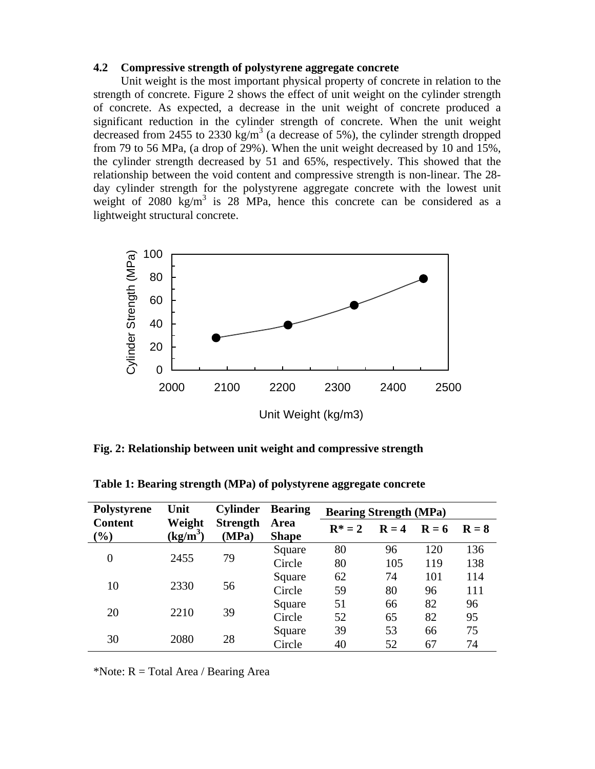### 4.2 Compressive strength of polystyrene aggregate concrete

Unit weight is the most important physical property of concrete in relation to the strength of concrete. Figure 2 shows the effect of unit weight on the cylinder strength of concrete. As expected, a decrease in the unit weight of concrete produced a significant reduction in the cylinder strength of concrete. When the unit weight decreased from 2455 to 2330 kg/m$^3$ (a decrease of 5%), the cylinder strength dropped from 79 to 56 MPa, (a drop of 29%). When the unit weight decreased by 10 and 15%, the cylinder strength decreased by 51 and 65%, respectively. This showed that the relationship between the void content and compressive strength is non-linear. The 28-day cylinder strength for the polystyrene aggregate concrete with the lowest unit weight of 2080 kg/m$^3$ is 28 MPa, hence this concrete can be considered as a lightweight structural concrete.

**Fig. 2: Relationship between unit weight and compressive strength**

**Table 1: Bearing strength (MPa) of polystyrene aggregate concrete**

| Polystyrene Content (%) | Unit Weight (kg/m$^3$) | Cylinder Strength (MPa) | Bearing Area Shape | Bearing Strength (MPa) | | | |
|---|---|---|---|---|---|---|---|
| | | | | R* = 2 | R = 4 | R = 6 | R = 8 |
| 0 | 2455 | 79 | Square | 80 | 96 | 120 | 136 |
| | | | Circle | 80 | 105 | 119 | 138 |
| 10 | 2330 | 56 | Square | 62 | 74 | 101 | 114 |
| | | | Circle | 59 | 80 | 96 | 111 |
| 20 | 2210 | 39 | Square | 51 | 66 | 82 | 96 |
| | | | Circle | 52 | 65 | 82 | 95 |
| 30 | 2080 | 28 | Square | 39 | 53 | 66 | 75 |
| | | | Circle | 40 | 52 | 67 | 74 |

*Note: R = Total Area / Bearing Area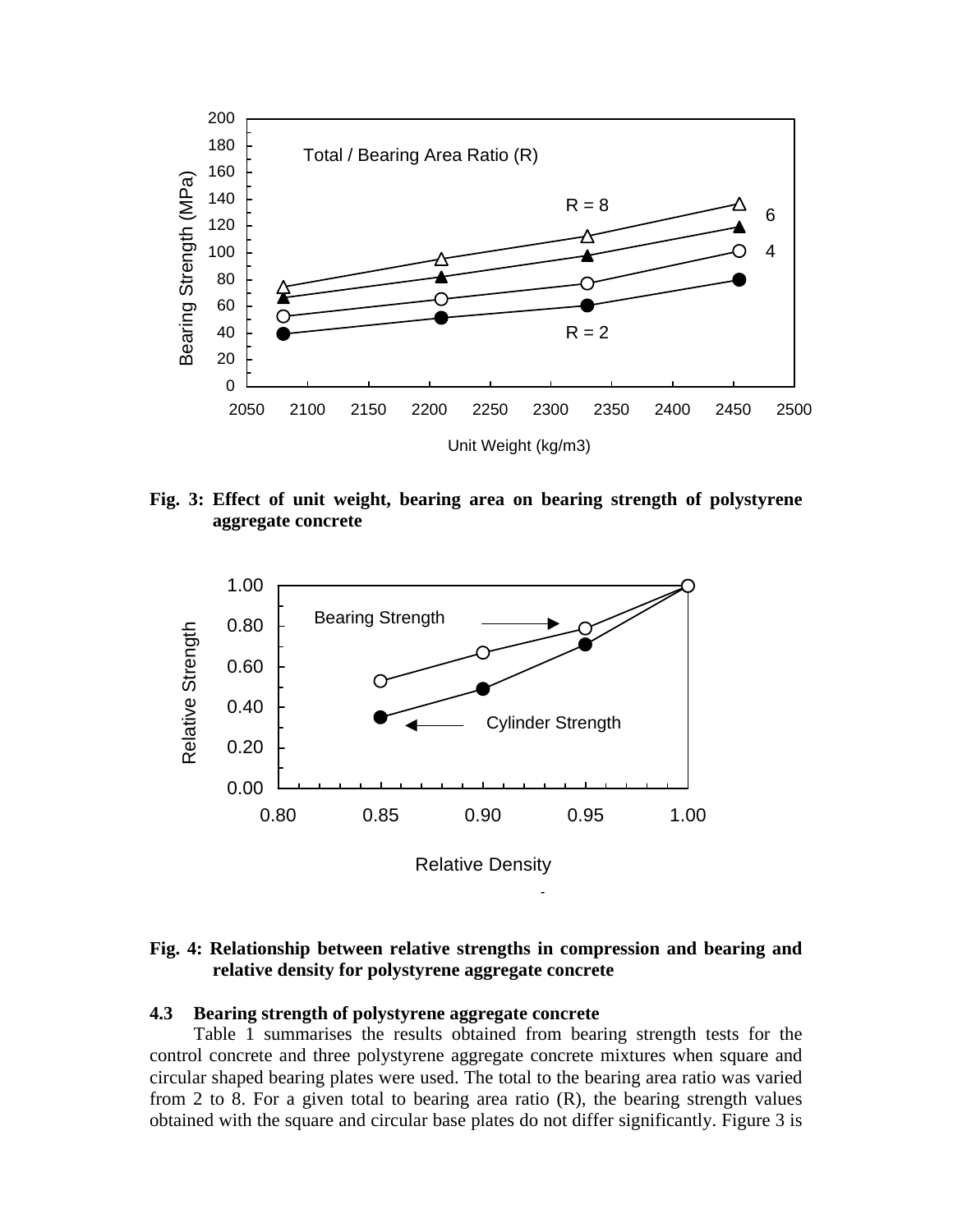**Fig. 3: Effect of unit weight, bearing area on bearing strength of polystyrene aggregate concrete**

**Fig. 4: Relationship between relative strengths in compression and bearing and relative density for polystyrene aggregate concrete**

### 4.3 Bearing strength of polystyrene aggregate concrete

Table 1 summarises the results obtained from bearing strength tests for the control concrete and three polystyrene aggregate concrete mixtures when square and circular shaped bearing plates were used. The total to the bearing area ratio was varied from 2 to 8. For a given total to bearing area ratio (R), the bearing strength values obtained with the square and circular base plates do not differ significantly. Figure 3 is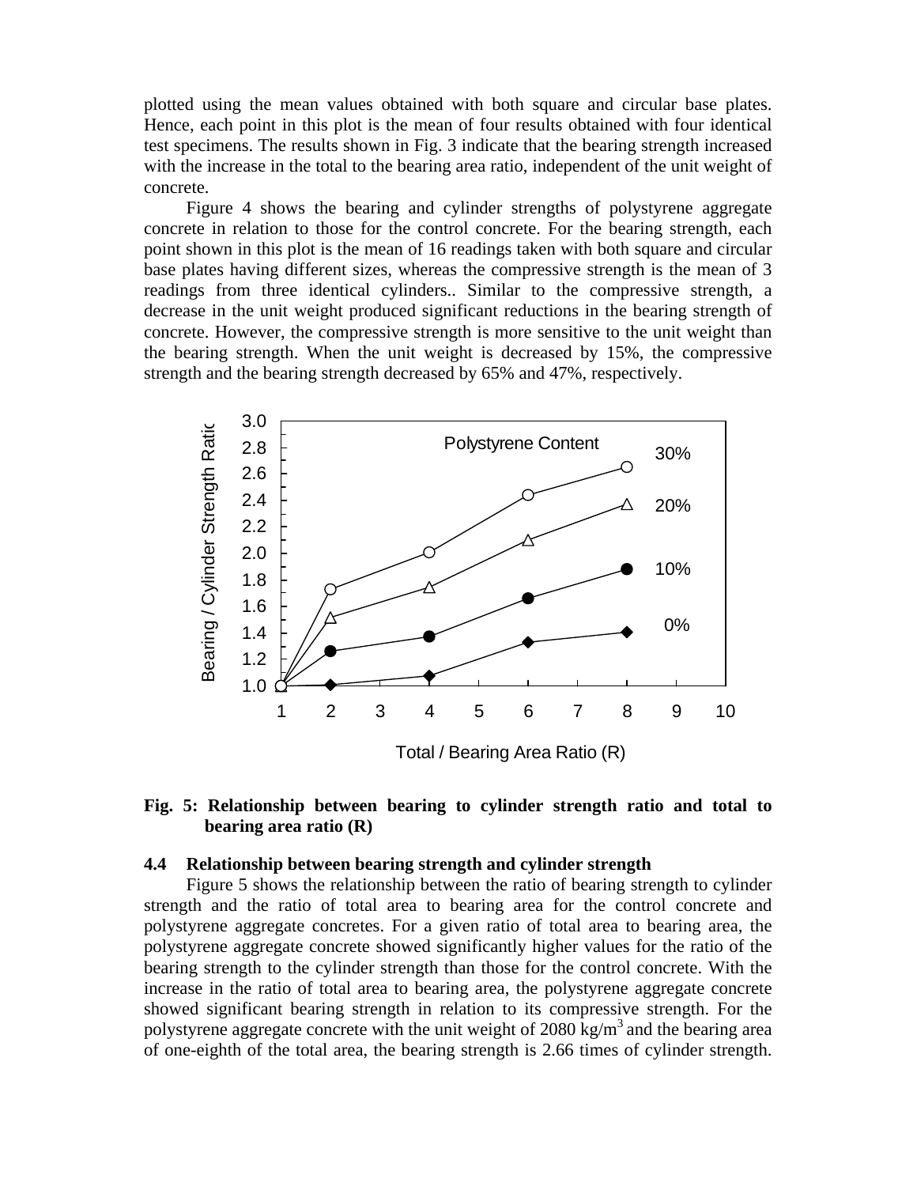plotted using the mean values obtained with both square and circular base plates. Hence, each point in this plot is the mean of four results obtained with four identical test specimens. The results shown in Fig. 3 indicate that the bearing strength increased with the increase in the total to the bearing area ratio, independent of the unit weight of concrete.

Figure 4 shows the bearing and cylinder strengths of polystyrene aggregate concrete in relation to those for the control concrete. For the bearing strength, each point shown in this plot is the mean of 16 readings taken with both square and circular base plates having different sizes, whereas the compressive strength is the mean of 3 readings from three identical cylinders.. Similar to the compressive strength, a decrease in the unit weight produced significant reductions in the bearing strength of concrete. However, the compressive strength is more sensitive to the unit weight than the bearing strength. When the unit weight is decreased by 15%, the compressive strength and the bearing strength decreased by 65% and 47%, respectively.

**Fig. 5: Relationship between bearing to cylinder strength ratio and total to bearing area ratio (R)**

### 4.4 Relationship between bearing strength and cylinder strength

Figure 5 shows the relationship between the ratio of bearing strength to cylinder strength and the ratio of total area to bearing area for the control concrete and polystyrene aggregate concretes. For a given ratio of total area to bearing area, the polystyrene aggregate concrete showed significantly higher values for the ratio of the bearing strength to the cylinder strength than those for the control concrete. With the increase in the ratio of total area to bearing area, the polystyrene aggregate concrete showed significant bearing strength in relation to its compressive strength. For the polystyrene aggregate concrete with the unit weight of 2080 kg/m$^3$ and the bearing area of one-eighth of the total area, the bearing strength is 2.66 times of cylinder strength.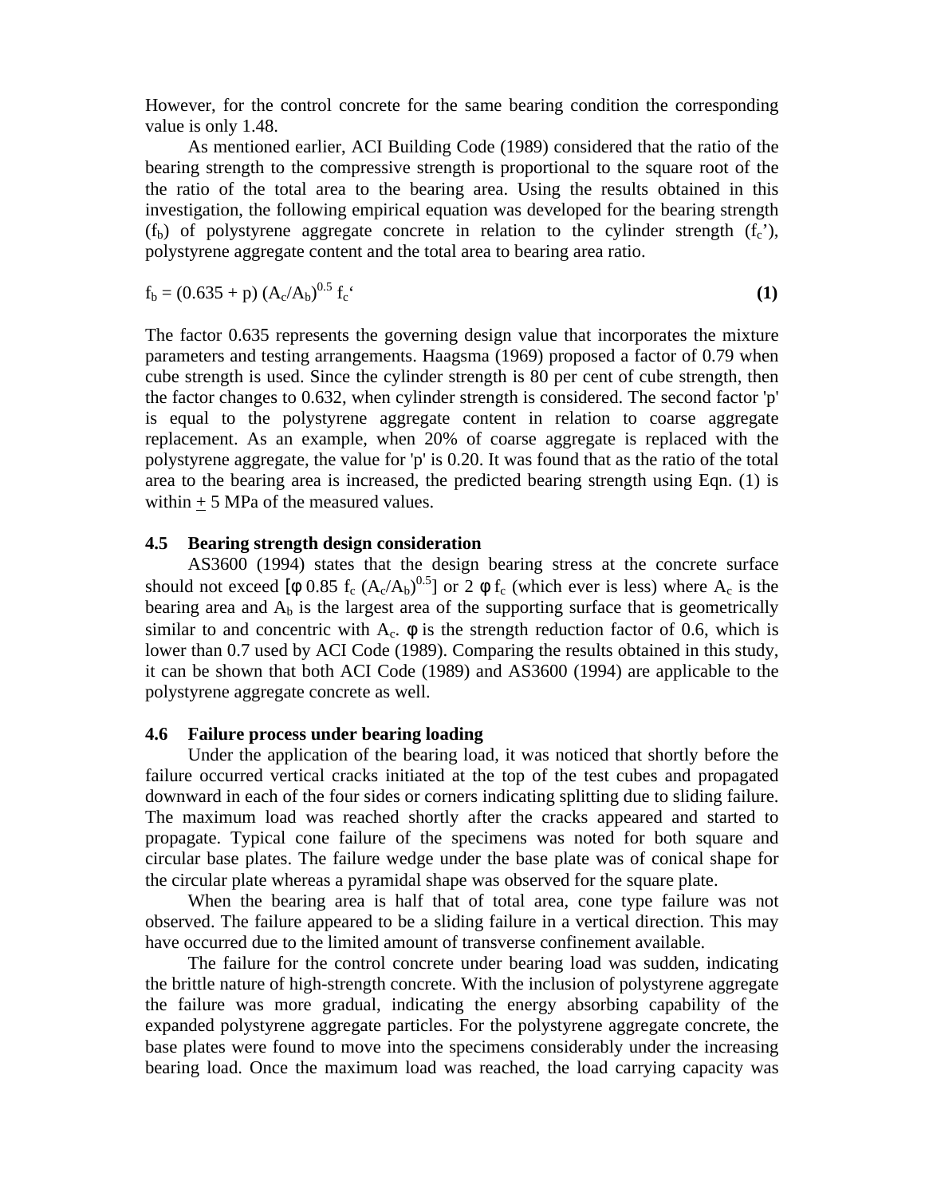However, for the control concrete for the same bearing condition the corresponding value is only 1.48.

As mentioned earlier, ACI Building Code (1989) considered that the ratio of the bearing strength to the compressive strength is proportional to the square root of the the ratio of the total area to the bearing area. Using the results obtained in this investigation, the following empirical equation was developed for the bearing strength ($f_b$) of polystyrene aggregate concrete in relation to the cylinder strength ($f_c$'), polystyrene aggregate content and the total area to bearing area ratio.

$$f_b = (0.635 + p) (A_c/A_b)^{0.5} f_c' \quad \textbf{(1)}$$

The factor 0.635 represents the governing design value that incorporates the mixture parameters and testing arrangements. Haagsma (1969) proposed a factor of 0.79 when cube strength is used. Since the cylinder strength is 80 per cent of cube strength, then the factor changes to 0.632, when cylinder strength is considered. The second factor 'p' is equal to the polystyrene aggregate content in relation to coarse aggregate replacement. As an example, when 20% of coarse aggregate is replaced with the polystyrene aggregate, the value for 'p' is 0.20. It was found that as the ratio of the total area to the bearing area is increased, the predicted bearing strength using Eqn. (1) is within $\pm$ 5 MPa of the measured values.

### 4.5 Bearing strength design consideration

AS3600 (1994) states that the design bearing stress at the concrete surface should not exceed [$\phi$ 0.85 $f_c$ $(A_c/A_b)^{0.5}$] or 2 $\phi$ $f_c$ (which ever is less) where $A_c$ is the bearing area and $A_b$ is the largest area of the supporting surface that is geometrically similar to and concentric with $A_c$. $\phi$ is the strength reduction factor of 0.6, which is lower than 0.7 used by ACI Code (1989). Comparing the results obtained in this study, it can be shown that both ACI Code (1989) and AS3600 (1994) are applicable to the polystyrene aggregate concrete as well.

### 4.6 Failure process under bearing loading

Under the application of the bearing load, it was noticed that shortly before the failure occurred vertical cracks initiated at the top of the test cubes and propagated downward in each of the four sides or corners indicating splitting due to sliding failure. The maximum load was reached shortly after the cracks appeared and started to propagate. Typical cone failure of the specimens was noted for both square and circular base plates. The failure wedge under the base plate was of conical shape for the circular plate whereas a pyramidal shape was observed for the square plate.

When the bearing area is half that of total area, cone type failure was not observed. The failure appeared to be a sliding failure in a vertical direction. This may have occurred due to the limited amount of transverse confinement available.

The failure for the control concrete under bearing load was sudden, indicating the brittle nature of high-strength concrete. With the inclusion of polystyrene aggregate the failure was more gradual, indicating the energy absorbing capability of the expanded polystyrene aggregate particles. For the polystyrene aggregate concrete, the base plates were found to move into the specimens considerably under the increasing bearing load. Once the maximum load was reached, the load carrying capacity was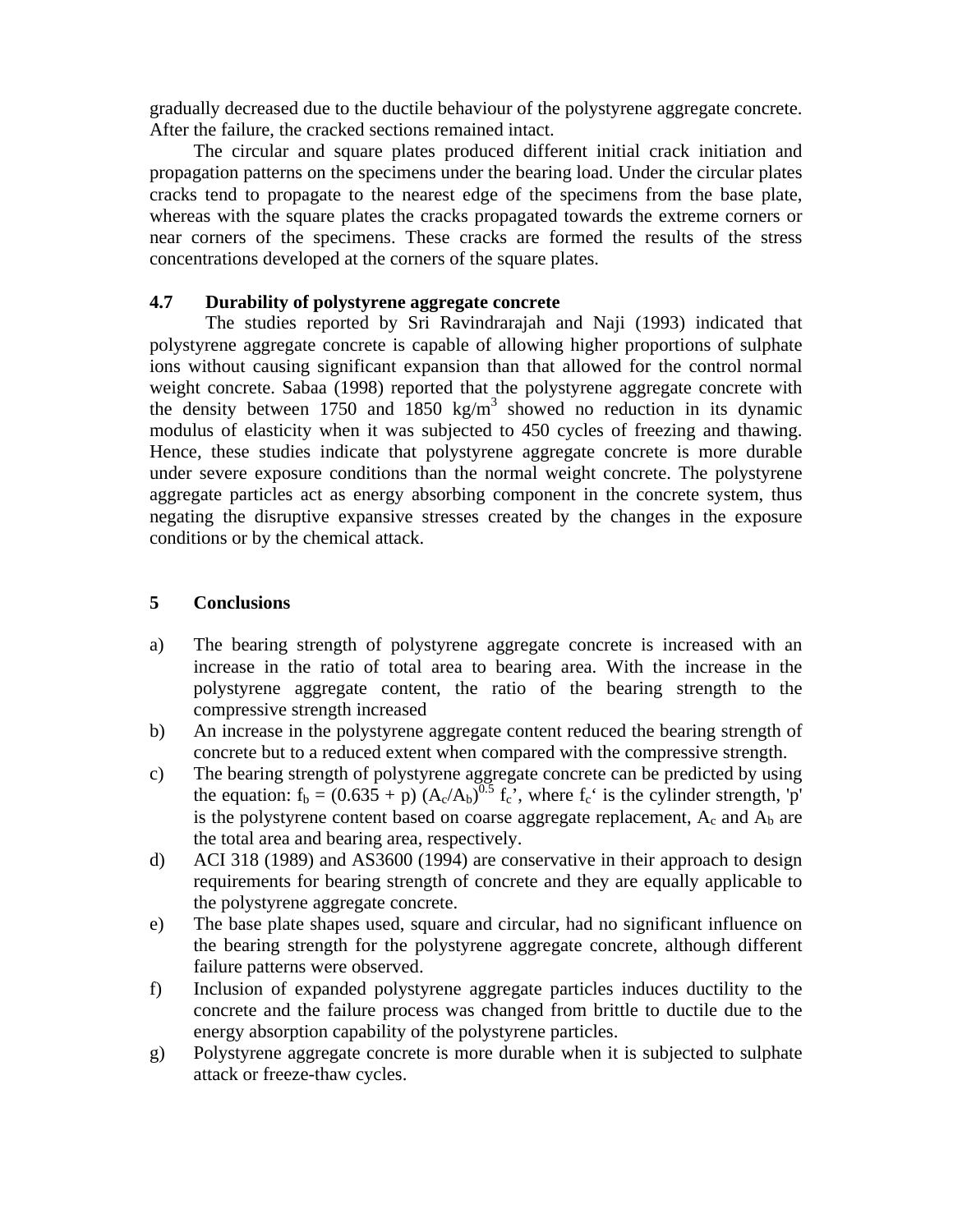gradually decreased due to the ductile behaviour of the polystyrene aggregate concrete. After the failure, the cracked sections remained intact.

The circular and square plates produced different initial crack initiation and propagation patterns on the specimens under the bearing load. Under the circular plates cracks tend to propagate to the nearest edge of the specimens from the base plate, whereas with the square plates the cracks propagated towards the extreme corners or near corners of the specimens. These cracks are formed the results of the stress concentrations developed at the corners of the square plates.

### 4.7 Durability of polystyrene aggregate concrete

The studies reported by Sri Ravindrarajah and Naji (1993) indicated that polystyrene aggregate concrete is capable of allowing higher proportions of sulphate ions without causing significant expansion than that allowed for the control normal weight concrete. Sabaa (1998) reported that the polystyrene aggregate concrete with the density between 1750 and 1850 $kg/m^3$ showed no reduction in its dynamic modulus of elasticity when it was subjected to 450 cycles of freezing and thawing. Hence, these studies indicate that polystyrene aggregate concrete is more durable under severe exposure conditions than the normal weight concrete. The polystyrene aggregate particles act as energy absorbing component in the concrete system, thus negating the disruptive expansive stresses created by the changes in the exposure conditions or by the chemical attack.

## 5 Conclusions

a) The bearing strength of polystyrene aggregate concrete is increased with an increase in the ratio of total area to bearing area. With the increase in the polystyrene aggregate content, the ratio of the bearing strength to the compressive strength increased

b) An increase in the polystyrene aggregate content reduced the bearing strength of concrete but to a reduced extent when compared with the compressive strength.

c) The bearing strength of polystyrene aggregate concrete can be predicted by using the equation: $f_b = (0.635 + p)\,(A_c/A_b)^{0.5}\, f_c'$, where $f_c'$ is the cylinder strength, 'p' is the polystyrene content based on coarse aggregate replacement, $A_c$ and $A_b$ are the total area and bearing area, respectively.

d) ACI 318 (1989) and AS3600 (1994) are conservative in their approach to design requirements for bearing strength of concrete and they are equally applicable to the polystyrene aggregate concrete.

e) The base plate shapes used, square and circular, had no significant influence on the bearing strength for the polystyrene aggregate concrete, although different failure patterns were observed.

f) Inclusion of expanded polystyrene aggregate particles induces ductility to the concrete and the failure process was changed from brittle to ductile due to the energy absorption capability of the polystyrene particles.

g) Polystyrene aggregate concrete is more durable when it is subjected to sulphate attack or freeze-thaw cycles.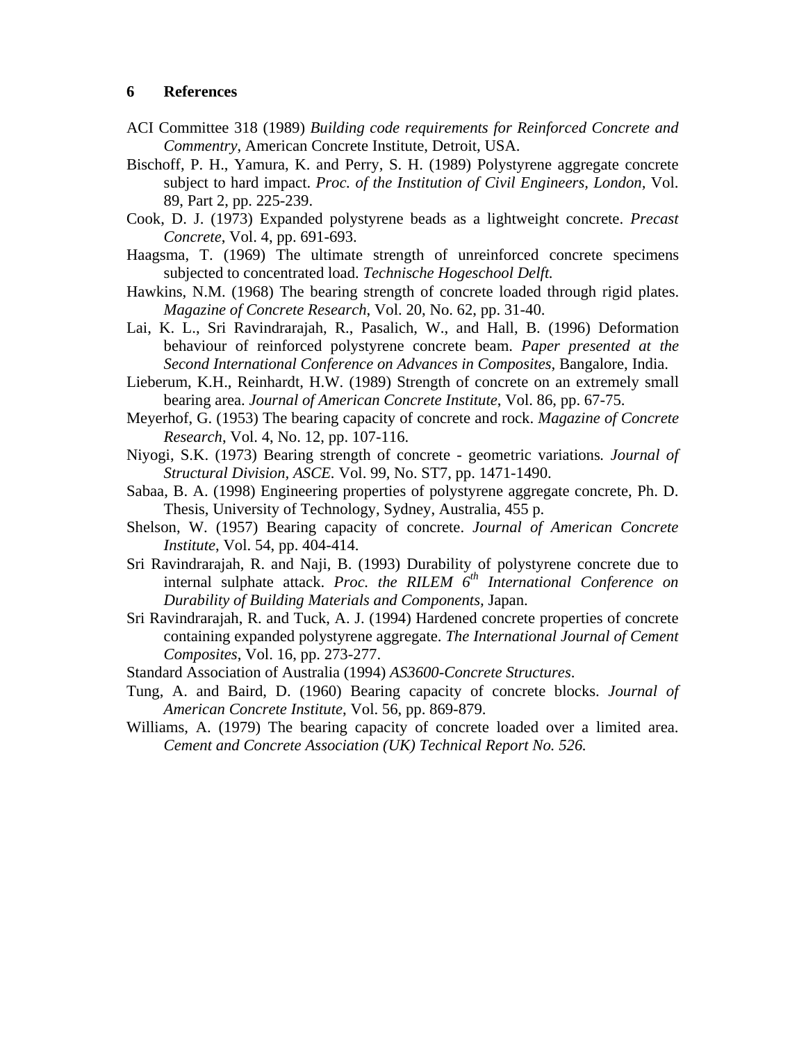## 6 References

ACI Committee 318 (1989) *Building code requirements for Reinforced Concrete and Commentry*, American Concrete Institute, Detroit, USA.

Bischoff, P. H., Yamura, K. and Perry, S. H. (1989) Polystyrene aggregate concrete subject to hard impact. *Proc. of the Institution of Civil Engineers, London*, Vol. 89, Part 2, pp. 225-239.

Cook, D. J. (1973) Expanded polystyrene beads as a lightweight concrete. *Precast Concrete*, Vol. 4, pp. 691-693.

Haagsma, T. (1969) The ultimate strength of unreinforced concrete specimens subjected to concentrated load. *Technische Hogeschool Delft.*

Hawkins, N.M. (1968) The bearing strength of concrete loaded through rigid plates. *Magazine of Concrete Research*, Vol. 20, No. 62, pp. 31-40.

Lai, K. L., Sri Ravindrarajah, R., Pasalich, W., and Hall, B. (1996) Deformation behaviour of reinforced polystyrene concrete beam. *Paper presented at the Second International Conference on Advances in Composites*, Bangalore, India.

Lieberum, K.H., Reinhardt, H.W. (1989) Strength of concrete on an extremely small bearing area. *Journal of American Concrete Institute*, Vol. 86, pp. 67-75.

Meyerhof, G. (1953) The bearing capacity of concrete and rock. *Magazine of Concrete Research*, Vol. 4, No. 12, pp. 107-116.

Niyogi, S.K. (1973) Bearing strength of concrete - geometric variations. *Journal of Structural Division, ASCE.* Vol. 99, No. ST7, pp. 1471-1490.

Sabaa, B. A. (1998) Engineering properties of polystyrene aggregate concrete, Ph. D. Thesis, University of Technology, Sydney, Australia, 455 p.

Shelson, W. (1957) Bearing capacity of concrete. *Journal of American Concrete Institute*, Vol. 54, pp. 404-414.

Sri Ravindrarajah, R. and Naji, B. (1993) Durability of polystyrene concrete due to internal sulphate attack. *Proc. the RILEM 6th International Conference on Durability of Building Materials and Components,* Japan.

Sri Ravindrarajah, R. and Tuck, A. J. (1994) Hardened concrete properties of concrete containing expanded polystyrene aggregate. *The International Journal of Cement Composites*, Vol. 16, pp. 273-277.

Standard Association of Australia (1994) *AS3600-Concrete Structures*.

Tung, A. and Baird, D. (1960) Bearing capacity of concrete blocks. *Journal of American Concrete Institute*, Vol. 56, pp. 869-879.

Williams, A. (1979) The bearing capacity of concrete loaded over a limited area. *Cement and Concrete Association (UK) Technical Report No. 526.*